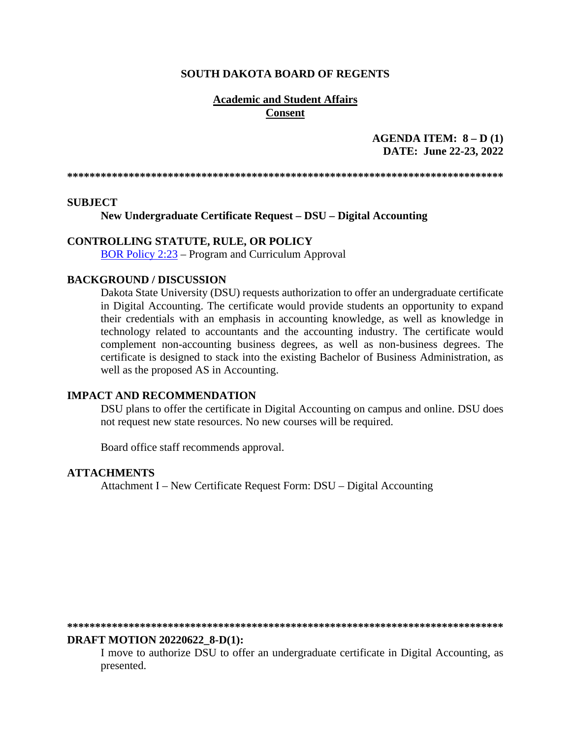**SOUTH DAKOTA BOARD OF REGENTS**

**Academic and Student Affairs**
**Consent**

**AGENDA ITEM: 8 – D (1)**
**DATE: June 22-23, 2022**

**********************************************************************************

**SUBJECT**

**New Undergraduate Certificate Request – DSU – Digital Accounting**

**CONTROLLING STATUTE, RULE, OR POLICY**

BOR Policy 2:23 – Program and Curriculum Approval

**BACKGROUND / DISCUSSION**

Dakota State University (DSU) requests authorization to offer an undergraduate certificate in Digital Accounting. The certificate would provide students an opportunity to expand their credentials with an emphasis in accounting knowledge, as well as knowledge in technology related to accountants and the accounting industry. The certificate would complement non-accounting business degrees, as well as non-business degrees. The certificate is designed to stack into the existing Bachelor of Business Administration, as well as the proposed AS in Accounting.

**IMPACT AND RECOMMENDATION**

DSU plans to offer the certificate in Digital Accounting on campus and online. DSU does not request new state resources. No new courses will be required.

Board office staff recommends approval.

**ATTACHMENTS**

Attachment I – New Certificate Request Form: DSU – Digital Accounting

**********************************************************************************

**DRAFT MOTION 20220622_8-D(1):**

I move to authorize DSU to offer an undergraduate certificate in Digital Accounting, as presented.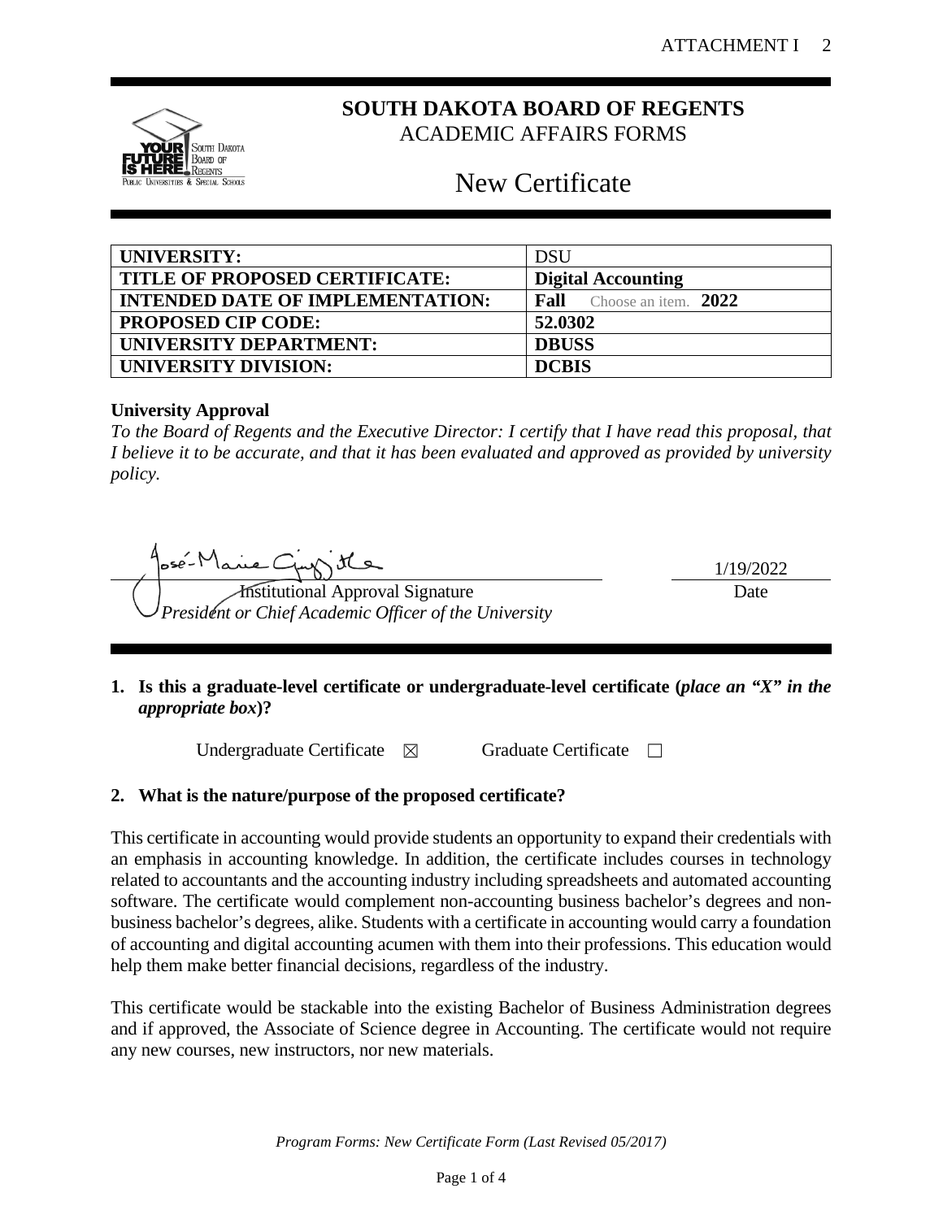# SOUTH DAKOTA BOARD OF REGENTS
## ACADEMIC AFFAIRS FORMS

# New Certificate

| UNIVERSITY: | DSU |
|---|---|
| **TITLE OF PROPOSED CERTIFICATE:** | **Digital Accounting** |
| **INTENDED DATE OF IMPLEMENTATION:** | **Fall** Choose an item. **2022** |
| **PROPOSED CIP CODE:** | **52.0302** |
| **UNIVERSITY DEPARTMENT:** | **DBUSS** |
| **UNIVERSITY DIVISION:** | **DCBIS** |

**University Approval**

*To the Board of Regents and the Executive Director: I certify that I have read this proposal, that I believe it to be accurate, and that it has been evaluated and approved as provided by university policy.*

José-Marie Griffiths — 1/19/2022

Institutional Approval Signature — Date
*President or Chief Academic Officer of the University*

**1. Is this a graduate-level certificate or undergraduate-level certificate (*place an "X" in the appropriate box*)?**

Undergraduate Certificate ☒ Graduate Certificate ☐

**2. What is the nature/purpose of the proposed certificate?**

This certificate in accounting would provide students an opportunity to expand their credentials with an emphasis in accounting knowledge. In addition, the certificate includes courses in technology related to accountants and the accounting industry including spreadsheets and automated accounting software. The certificate would complement non-accounting business bachelor's degrees and non-business bachelor's degrees, alike. Students with a certificate in accounting would carry a foundation of accounting and digital accounting acumen with them into their professions. This education would help them make better financial decisions, regardless of the industry.

This certificate would be stackable into the existing Bachelor of Business Administration degrees and if approved, the Associate of Science degree in Accounting. The certificate would not require any new courses, new instructors, nor new materials.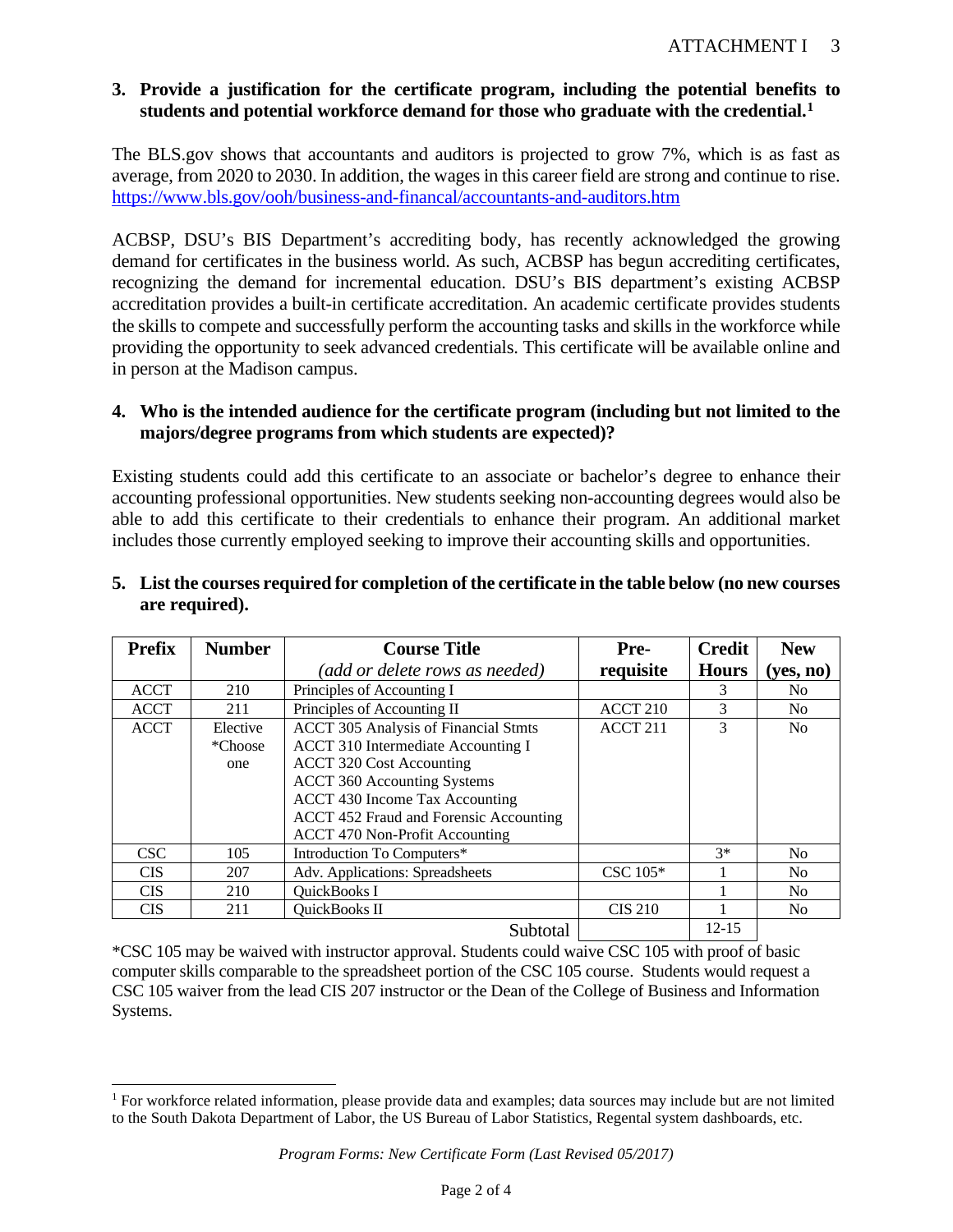**3. Provide a justification for the certificate program, including the potential benefits to students and potential workforce demand for those who graduate with the credential.[1]**

The BLS.gov shows that accountants and auditors is projected to grow 7%, which is as fast as average, from 2020 to 2030. In addition, the wages in this career field are strong and continue to rise. https://www.bls.gov/ooh/business-and-financal/accountants-and-auditors.htm

ACBSP, DSU's BIS Department's accrediting body, has recently acknowledged the growing demand for certificates in the business world. As such, ACBSP has begun accrediting certificates, recognizing the demand for incremental education. DSU's BIS department's existing ACBSP accreditation provides a built-in certificate accreditation. An academic certificate provides students the skills to compete and successfully perform the accounting tasks and skills in the workforce while providing the opportunity to seek advanced credentials. This certificate will be available online and in person at the Madison campus.

**4. Who is the intended audience for the certificate program (including but not limited to the majors/degree programs from which students are expected)?**

Existing students could add this certificate to an associate or bachelor's degree to enhance their accounting professional opportunities. New students seeking non-accounting degrees would also be able to add this certificate to their credentials to enhance their program. An additional market includes those currently employed seeking to improve their accounting skills and opportunities.

**5. List the courses required for completion of the certificate in the table below (no new courses are required).**

| Prefix | Number | Course Title<br>*(add or delete rows as needed)* | Pre-requisite | Credit Hours | New (yes, no) |
|---|---|---|---|---|---|
| ACCT | 210 | Principles of Accounting I | | 3 | No |
| ACCT | 211 | Principles of Accounting II | ACCT 210 | 3 | No |
| ACCT | Elective *Choose one | ACCT 305 Analysis of Financial Stmts<br>ACCT 310 Intermediate Accounting I<br>ACCT 320 Cost Accounting<br>ACCT 360 Accounting Systems<br>ACCT 430 Income Tax Accounting<br>ACCT 452 Fraud and Forensic Accounting<br>ACCT 470 Non-Profit Accounting | ACCT 211 | 3 | No |
| CSC | 105 | Introduction To Computers* | | 3* | No |
| CIS | 207 | Adv. Applications: Spreadsheets | CSC 105* | 1 | No |
| CIS | 210 | QuickBooks I | | 1 | No |
| CIS | 211 | QuickBooks II | CIS 210 | 1 | No |
| | | Subtotal | | 12-15 | |

*CSC 105 may be waived with instructor approval. Students could waive CSC 105 with proof of basic computer skills comparable to the spreadsheet portion of the CSC 105 course. Students would request a CSC 105 waiver from the lead CIS 207 instructor or the Dean of the College of Business and Information Systems.

[1] For workforce related information, please provide data and examples; data sources may include but are not limited to the South Dakota Department of Labor, the US Bureau of Labor Statistics, Regental system dashboards, etc.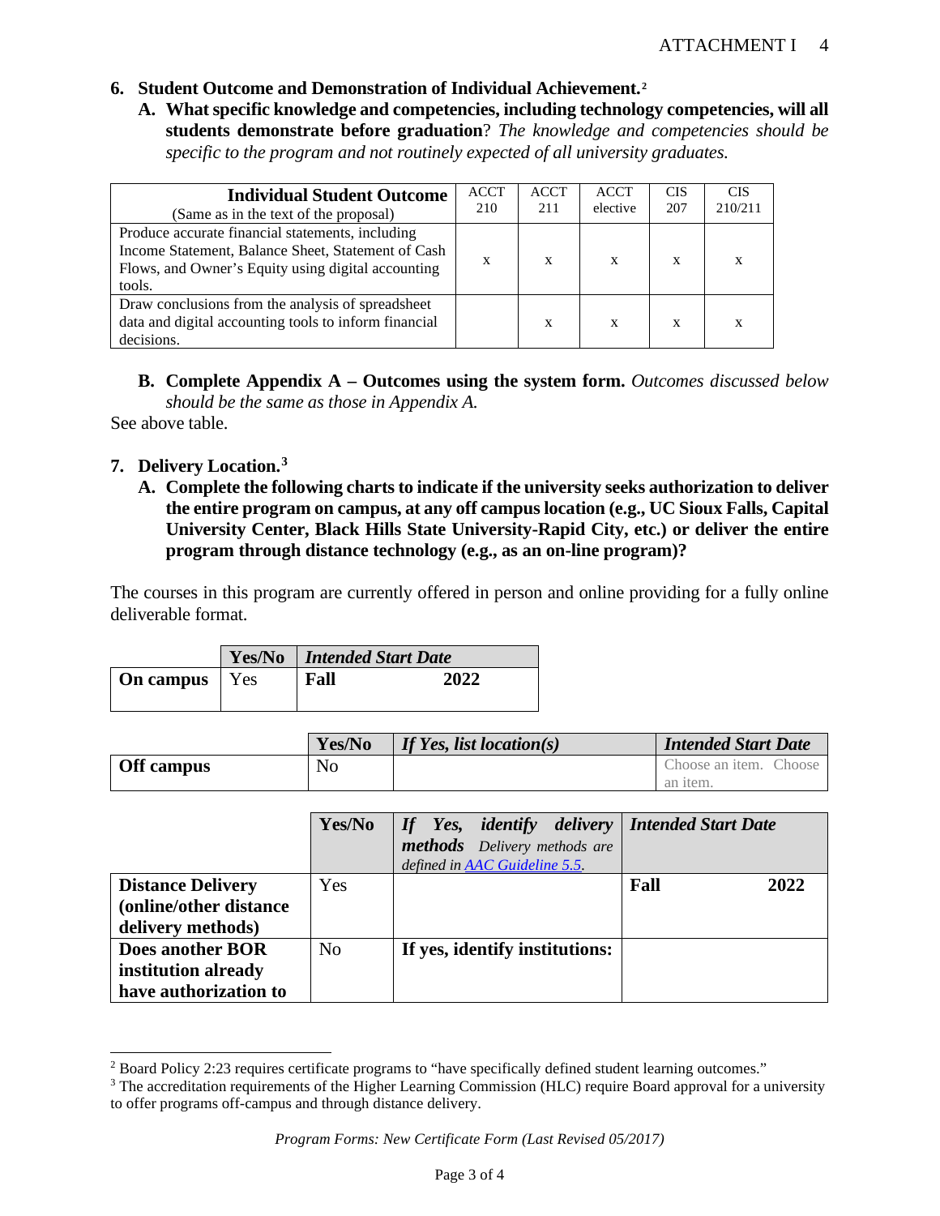**6. Student Outcome and Demonstration of Individual Achievement.**[2]

**A. What specific knowledge and competencies, including technology competencies, will all students demonstrate before graduation**? *The knowledge and competencies should be specific to the program and not routinely expected of all university graduates.*

| **Individual Student Outcome** (Same as in the text of the proposal) | ACCT 210 | ACCT 211 | ACCT elective | CIS 207 | CIS 210/211 |
|---|---|---|---|---|---|
| Produce accurate financial statements, including Income Statement, Balance Sheet, Statement of Cash Flows, and Owner's Equity using digital accounting tools. | x | x | x | x | x |
| Draw conclusions from the analysis of spreadsheet data and digital accounting tools to inform financial decisions. | | x | x | x | x |

**B. Complete Appendix A – Outcomes using the system form.** *Outcomes discussed below should be the same as those in Appendix A.*

See above table.

**7. Delivery Location.**[3]

**A. Complete the following charts to indicate if the university seeks authorization to deliver the entire program on campus, at any off campus location (e.g., UC Sioux Falls, Capital University Center, Black Hills State University-Rapid City, etc.) or deliver the entire program through distance technology (e.g., as an on-line program)?**

The courses in this program are currently offered in person and online providing for a fully online deliverable format.

| | **Yes/No** | ***Intended Start Date*** |
|---|---|---|
| **On campus** | Yes | **Fall 2022** |

| | **Yes/No** | ***If Yes, list location(s)*** | ***Intended Start Date*** |
|---|---|---|---|
| **Off campus** | No | | Choose an item. Choose an item. |

| | **Yes/No** | ***If Yes, identify delivery methods*** *Delivery methods are defined in AAC Guideline 5.5.* | ***Intended Start Date*** |
|---|---|---|---|
| **Distance Delivery (online/other distance delivery methods)** | Yes | | **Fall 2022** |
| **Does another BOR institution already have authorization to** | No | **If yes, identify institutions:** | |

[2] Board Policy 2:23 requires certificate programs to "have specifically defined student learning outcomes."

[3] The accreditation requirements of the Higher Learning Commission (HLC) require Board approval for a university to offer programs off-campus and through distance delivery.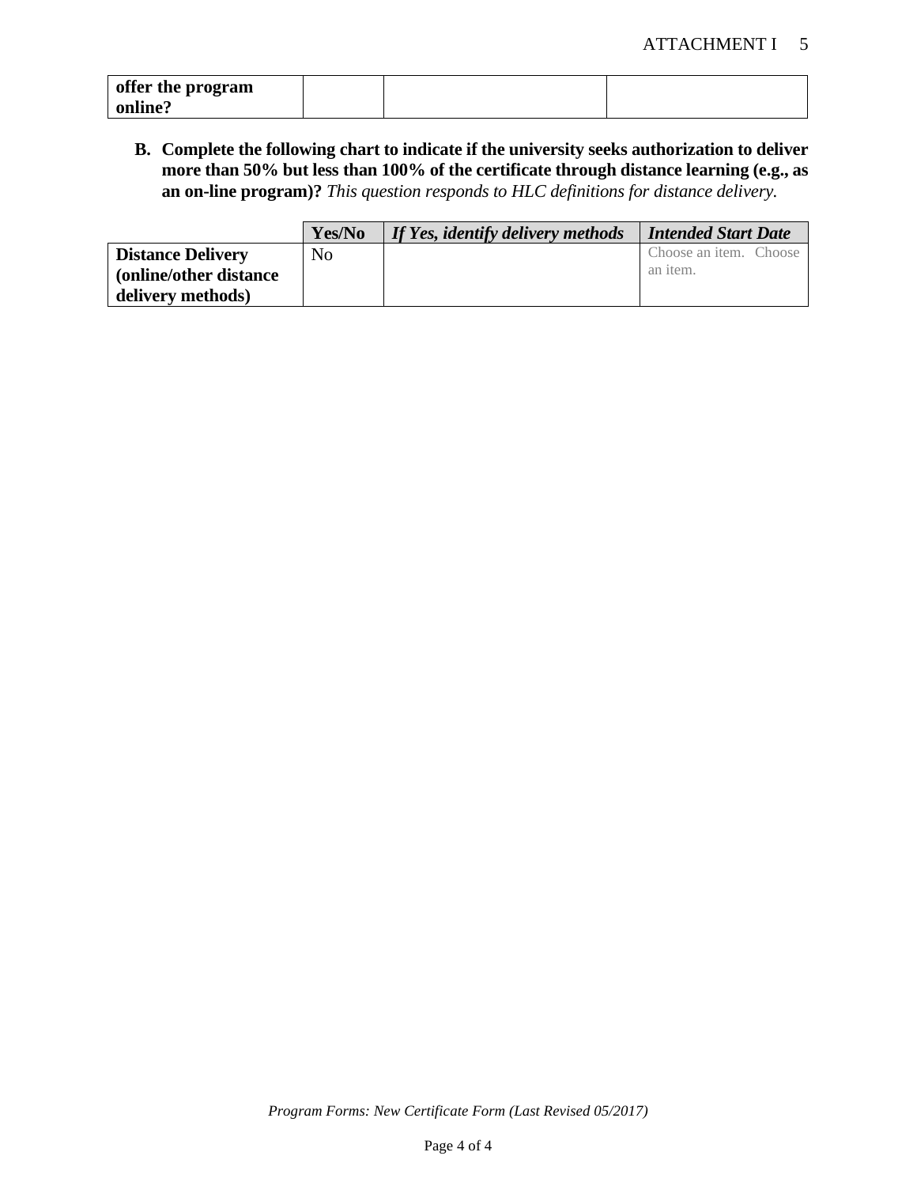| | | | |
|---|---|---|---|
| **offer the program online?** | | | |

**B. Complete the following chart to indicate if the university seeks authorization to deliver more than 50% but less than 100% of the certificate through distance learning (e.g., as an on-line program)?** *This question responds to HLC definitions for distance delivery.*

| | **Yes/No** | ***If Yes, identify delivery methods*** | ***Intended Start Date*** |
|---|---|---|---|
| **Distance Delivery (online/other distance delivery methods)** | No | | Choose an item. Choose an item. |

*Program Forms: New Certificate Form (Last Revised 05/2017)*